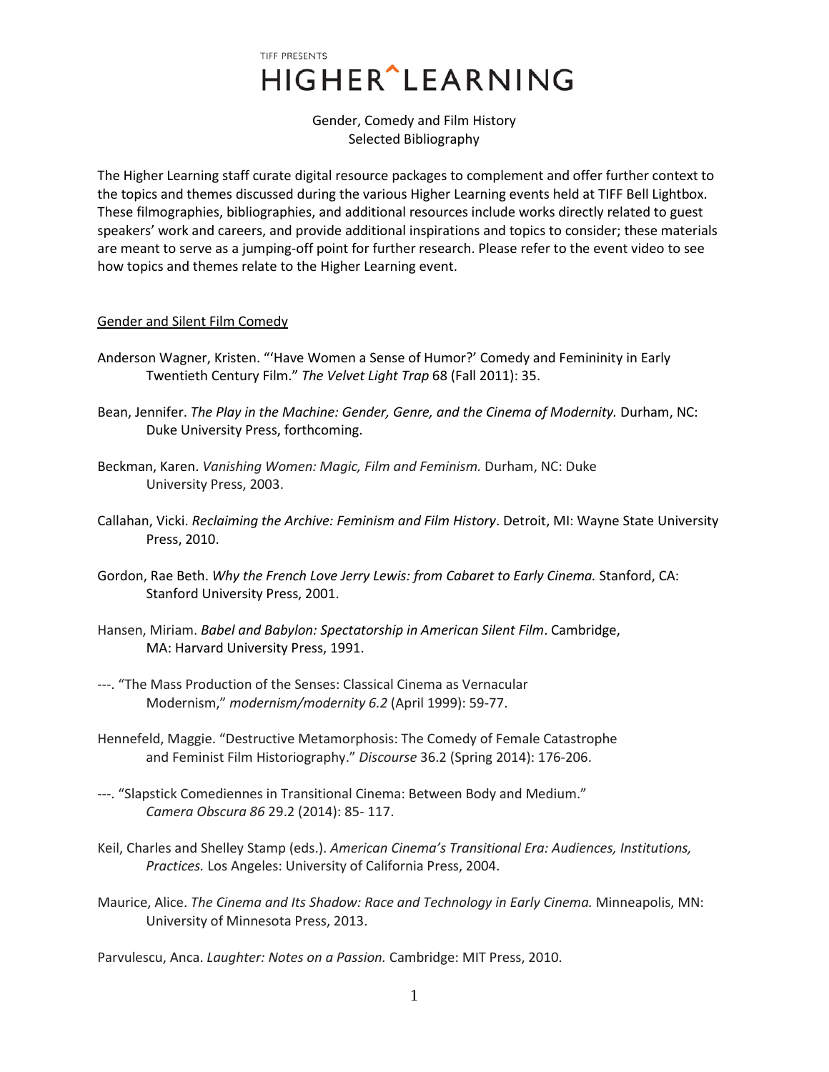TIFF PRESENTS

# HIGHER^LEARNING

Gender, Comedy and Film History
Selected Bibliography

The Higher Learning staff curate digital resource packages to complement and offer further context to the topics and themes discussed during the various Higher Learning events held at TIFF Bell Lightbox. These filmographies, bibliographies, and additional resources include works directly related to guest speakers' work and careers, and provide additional inspirations and topics to consider; these materials are meant to serve as a jumping-off point for further research. Please refer to the event video to see how topics and themes relate to the Higher Learning event.

## Gender and Silent Film Comedy

Anderson Wagner, Kristen. "'Have Women a Sense of Humor?' Comedy and Femininity in Early Twentieth Century Film." *The Velvet Light Trap* 68 (Fall 2011): 35.

Bean, Jennifer. *The Play in the Machine: Gender, Genre, and the Cinema of Modernity.* Durham, NC: Duke University Press, forthcoming.

Beckman, Karen. *Vanishing Women: Magic, Film and Feminism.* Durham, NC: Duke University Press, 2003.

Callahan, Vicki. *Reclaiming the Archive: Feminism and Film History*. Detroit, MI: Wayne State University Press, 2010.

Gordon, Rae Beth. *Why the French Love Jerry Lewis: from Cabaret to Early Cinema.* Stanford, CA: Stanford University Press, 2001.

Hansen, Miriam. *Babel and Babylon: Spectatorship in American Silent Film*. Cambridge, MA: Harvard University Press, 1991.

---. "The Mass Production of the Senses: Classical Cinema as Vernacular Modernism," *modernism/modernity 6.2* (April 1999): 59-77.

Hennefeld, Maggie. "Destructive Metamorphosis: The Comedy of Female Catastrophe and Feminist Film Historiography." *Discourse* 36.2 (Spring 2014): 176-206.

---. "Slapstick Comediennes in Transitional Cinema: Between Body and Medium." *Camera Obscura 86* 29.2 (2014): 85- 117.

Keil, Charles and Shelley Stamp (eds.). *American Cinema's Transitional Era: Audiences, Institutions, Practices.* Los Angeles: University of California Press, 2004.

Maurice, Alice. *The Cinema and Its Shadow: Race and Technology in Early Cinema.* Minneapolis, MN: University of Minnesota Press, 2013.

Parvulescu, Anca. *Laughter: Notes on a Passion.* Cambridge: MIT Press, 2010.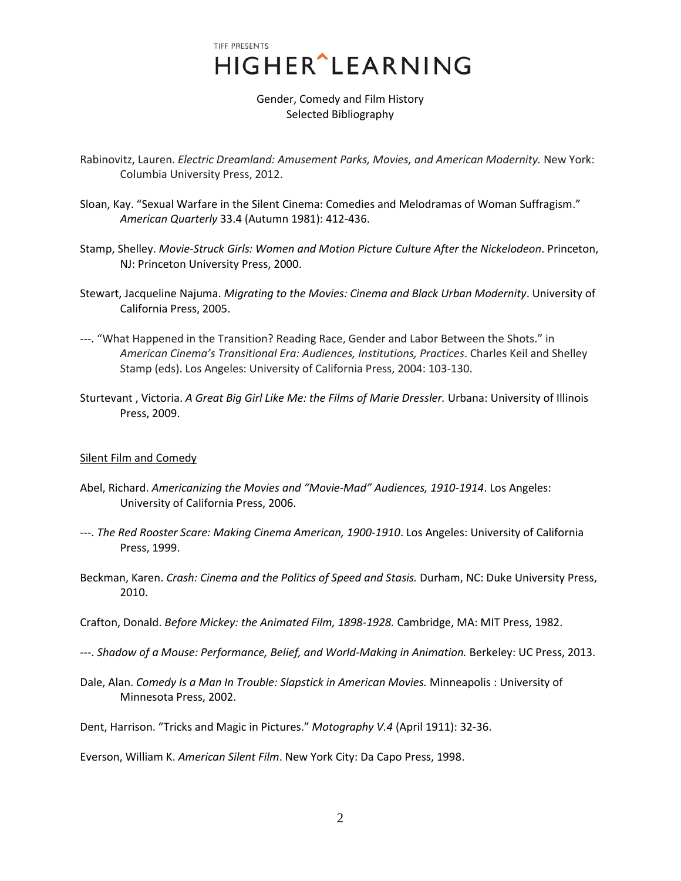TIFF PRESENTS
# HIGHER^LEARNING

Gender, Comedy and Film History
Selected Bibliography

Rabinovitz, Lauren. *Electric Dreamland: Amusement Parks, Movies, and American Modernity.* New York: Columbia University Press, 2012.

Sloan, Kay. "Sexual Warfare in the Silent Cinema: Comedies and Melodramas of Woman Suffragism." *American Quarterly* 33.4 (Autumn 1981): 412-436.

Stamp, Shelley. *Movie-Struck Girls: Women and Motion Picture Culture After the Nickelodeon*. Princeton, NJ: Princeton University Press, 2000.

Stewart, Jacqueline Najuma. *Migrating to the Movies: Cinema and Black Urban Modernity*. University of California Press, 2005.

---. "What Happened in the Transition? Reading Race, Gender and Labor Between the Shots." in *American Cinema's Transitional Era: Audiences, Institutions, Practices*. Charles Keil and Shelley Stamp (eds). Los Angeles: University of California Press, 2004: 103-130.

Sturtevant , Victoria. *A Great Big Girl Like Me: the Films of Marie Dressler.* Urbana: University of Illinois Press, 2009.

## Silent Film and Comedy

Abel, Richard. *Americanizing the Movies and "Movie-Mad" Audiences, 1910-1914*. Los Angeles: University of California Press, 2006.

---. *The Red Rooster Scare: Making Cinema American, 1900-1910*. Los Angeles: University of California Press, 1999.

Beckman, Karen. *Crash: Cinema and the Politics of Speed and Stasis.* Durham, NC: Duke University Press, 2010.

Crafton, Donald. *Before Mickey: the Animated Film, 1898-1928.* Cambridge, MA: MIT Press, 1982.

---. *Shadow of a Mouse: Performance, Belief, and World-Making in Animation.* Berkeley: UC Press, 2013.

Dale, Alan. *Comedy Is a Man In Trouble: Slapstick in American Movies.* Minneapolis : University of Minnesota Press, 2002.

Dent, Harrison. "Tricks and Magic in Pictures." *Motography V.4* (April 1911): 32-36.

Everson, William K. *American Silent Film*. New York City: Da Capo Press, 1998.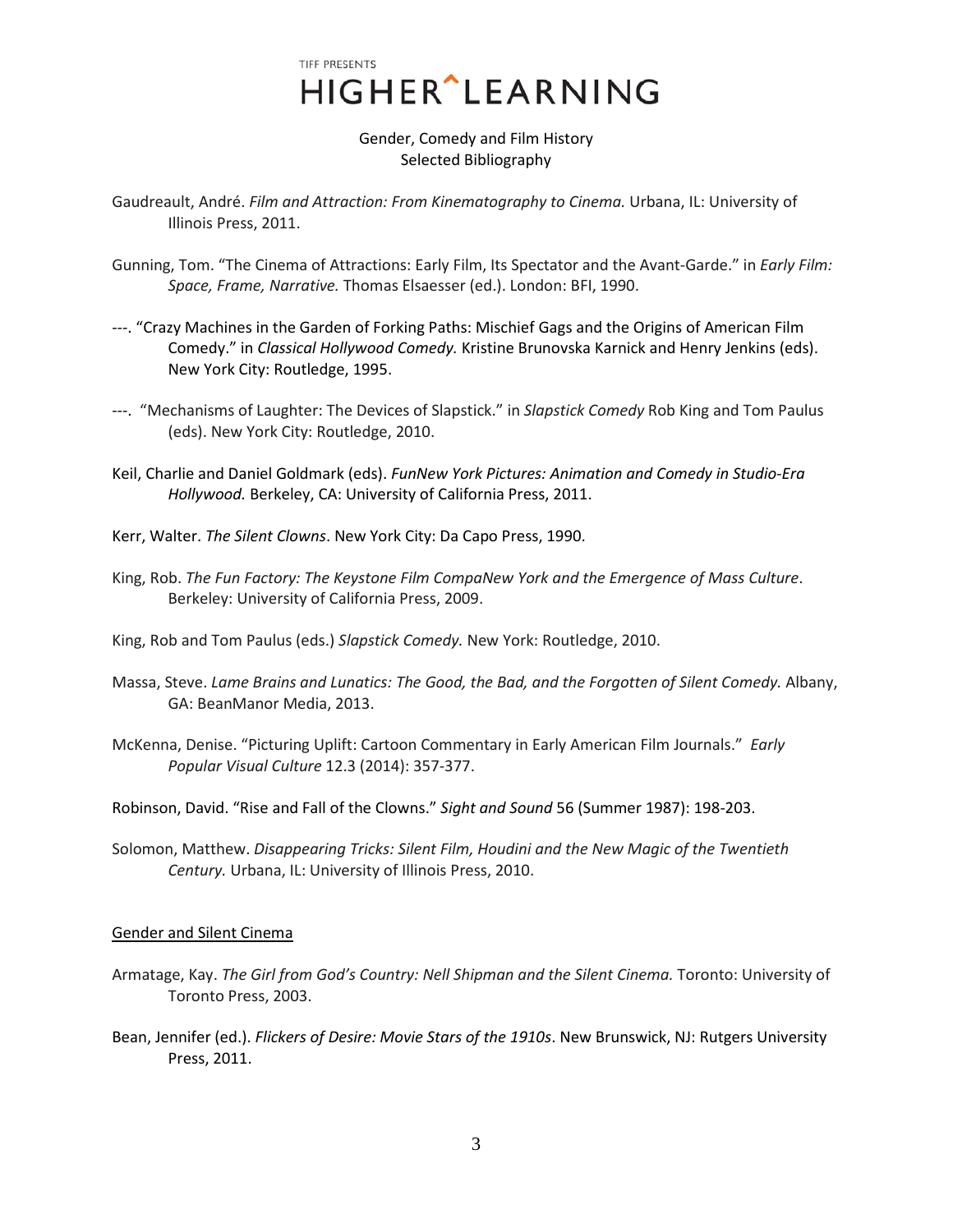Gaudreault, André. *Film and Attraction: From Kinematography to Cinema.* Urbana, IL: University of Illinois Press, 2011.

Gunning, Tom. "The Cinema of Attractions: Early Film, Its Spectator and the Avant-Garde." in *Early Film: Space, Frame, Narrative.* Thomas Elsaesser (ed.). London: BFI, 1990.

---. "Crazy Machines in the Garden of Forking Paths: Mischief Gags and the Origins of American Film Comedy." in *Classical Hollywood Comedy.* Kristine Brunovska Karnick and Henry Jenkins (eds). New York City: Routledge, 1995.

---. "Mechanisms of Laughter: The Devices of Slapstick." in *Slapstick Comedy* Rob King and Tom Paulus (eds). New York City: Routledge, 2010.

Keil, Charlie and Daniel Goldmark (eds). *FunNew York Pictures: Animation and Comedy in Studio-Era Hollywood.* Berkeley, CA: University of California Press, 2011.

Kerr, Walter. *The Silent Clowns*. New York City: Da Capo Press, 1990.

King, Rob. *The Fun Factory: The Keystone Film CompaNew York and the Emergence of Mass Culture*. Berkeley: University of California Press, 2009.

King, Rob and Tom Paulus (eds.) *Slapstick Comedy.* New York: Routledge, 2010.

Massa, Steve. *Lame Brains and Lunatics: The Good, the Bad, and the Forgotten of Silent Comedy.* Albany, GA: BeanManor Media, 2013.

McKenna, Denise. "Picturing Uplift: Cartoon Commentary in Early American Film Journals." *Early Popular Visual Culture* 12.3 (2014): 357-377.

Robinson, David. "Rise and Fall of the Clowns." *Sight and Sound* 56 (Summer 1987): 198-203.

Solomon, Matthew. *Disappearing Tricks: Silent Film, Houdini and the New Magic of the Twentieth Century.* Urbana, IL: University of Illinois Press, 2010.

## Gender and Silent Cinema

Armatage, Kay. *The Girl from God's Country: Nell Shipman and the Silent Cinema.* Toronto: University of Toronto Press, 2003.

Bean, Jennifer (ed.). *Flickers of Desire: Movie Stars of the 1910s*. New Brunswick, NJ: Rutgers University Press, 2011.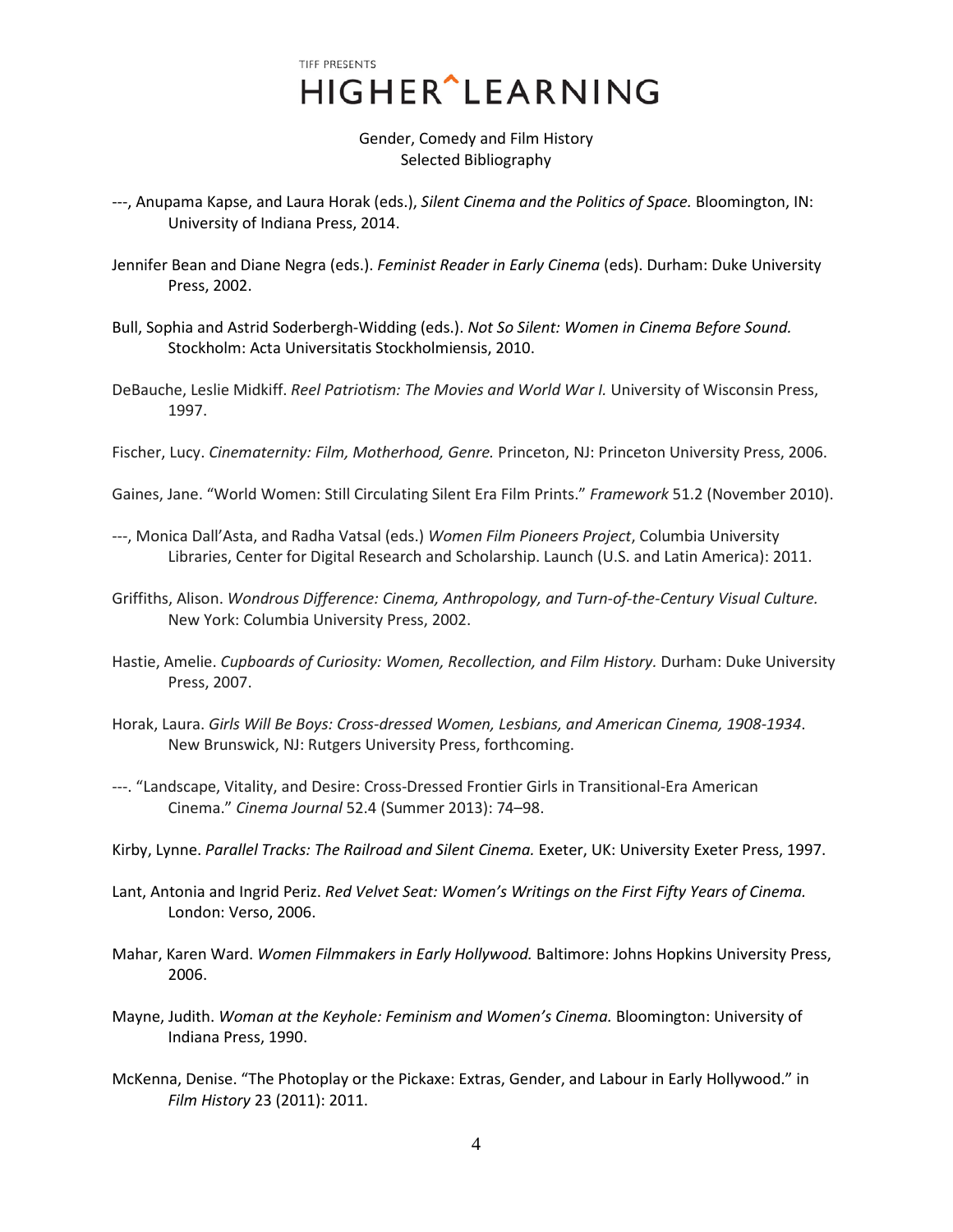TIFF PRESENTS
HIGHER LEARNING

Gender, Comedy and Film History
Selected Bibliography

---, Anupama Kapse, and Laura Horak (eds.), *Silent Cinema and the Politics of Space.* Bloomington, IN: University of Indiana Press, 2014.

Jennifer Bean and Diane Negra (eds.). *Feminist Reader in Early Cinema* (eds). Durham: Duke University Press, 2002.

Bull, Sophia and Astrid Soderbergh-Widding (eds.). *Not So Silent: Women in Cinema Before Sound.* Stockholm: Acta Universitatis Stockholmiensis, 2010.

DeBauche, Leslie Midkiff. *Reel Patriotism: The Movies and World War I.* University of Wisconsin Press, 1997.

Fischer, Lucy. *Cinematernity: Film, Motherhood, Genre.* Princeton, NJ: Princeton University Press, 2006.

Gaines, Jane. "World Women: Still Circulating Silent Era Film Prints." *Framework* 51.2 (November 2010).

---, Monica Dall'Asta, and Radha Vatsal (eds.) *Women Film Pioneers Project*, Columbia University Libraries, Center for Digital Research and Scholarship. Launch (U.S. and Latin America): 2011.

Griffiths, Alison. *Wondrous Difference: Cinema, Anthropology, and Turn-of-the-Century Visual Culture.* New York: Columbia University Press, 2002.

Hastie, Amelie. *Cupboards of Curiosity: Women, Recollection, and Film History.* Durham: Duke University Press, 2007.

Horak, Laura. *Girls Will Be Boys: Cross-dressed Women, Lesbians, and American Cinema, 1908-1934*. New Brunswick, NJ: Rutgers University Press, forthcoming.

---. "Landscape, Vitality, and Desire: Cross-Dressed Frontier Girls in Transitional-Era American Cinema." *Cinema Journal* 52.4 (Summer 2013): 74–98.

Kirby, Lynne. *Parallel Tracks: The Railroad and Silent Cinema.* Exeter, UK: University Exeter Press, 1997.

Lant, Antonia and Ingrid Periz. *Red Velvet Seat: Women's Writings on the First Fifty Years of Cinema.* London: Verso, 2006.

Mahar, Karen Ward. *Women Filmmakers in Early Hollywood.* Baltimore: Johns Hopkins University Press, 2006.

Mayne, Judith. *Woman at the Keyhole: Feminism and Women's Cinema.* Bloomington: University of Indiana Press, 1990.

McKenna, Denise. "The Photoplay or the Pickaxe: Extras, Gender, and Labour in Early Hollywood." in *Film History* 23 (2011): 2011.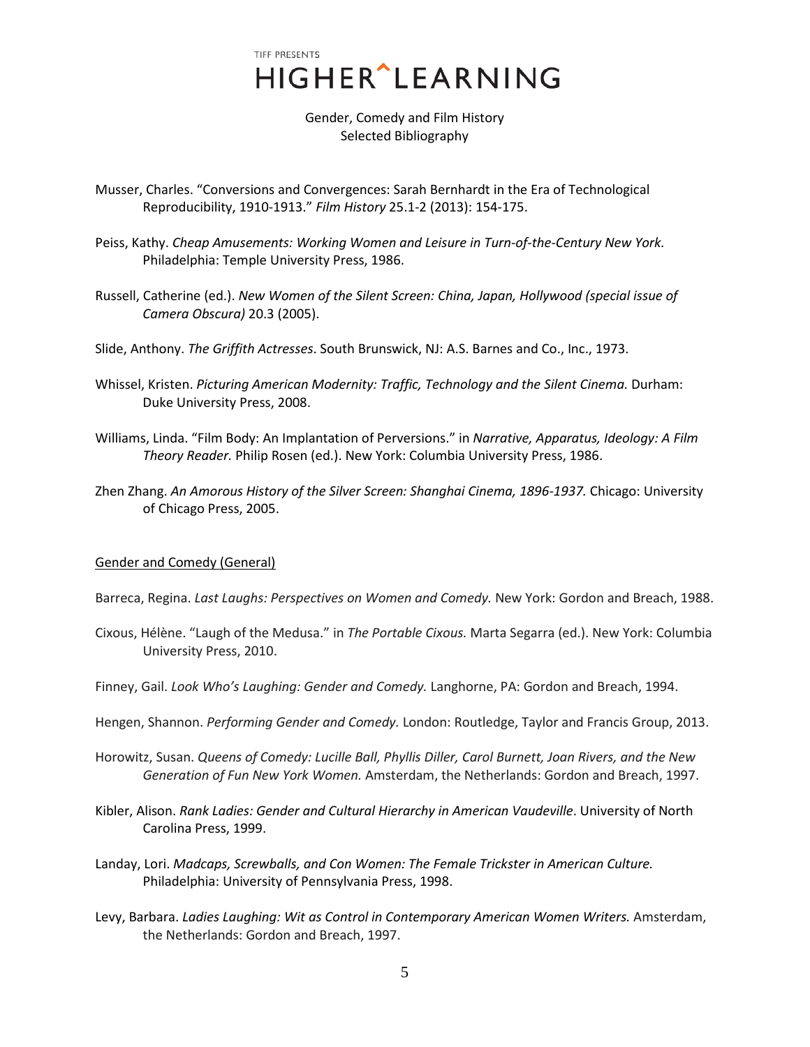Musser, Charles. "Conversions and Convergences: Sarah Bernhardt in the Era of Technological Reproducibility, 1910-1913." *Film History* 25.1-2 (2013): 154-175.

Peiss, Kathy. *Cheap Amusements: Working Women and Leisure in Turn-of-the-Century New York.* Philadelphia: Temple University Press, 1986.

Russell, Catherine (ed.). *New Women of the Silent Screen: China, Japan, Hollywood (special issue of Camera Obscura)* 20.3 (2005).

Slide, Anthony. *The Griffith Actresses*. South Brunswick, NJ: A.S. Barnes and Co., Inc., 1973.

Whissel, Kristen. *Picturing American Modernity: Traffic, Technology and the Silent Cinema.* Durham: Duke University Press, 2008.

Williams, Linda. "Film Body: An Implantation of Perversions." in *Narrative, Apparatus, Ideology: A Film Theory Reader.* Philip Rosen (ed.). New York: Columbia University Press, 1986.

Zhen Zhang. *An Amorous History of the Silver Screen: Shanghai Cinema, 1896-1937.* Chicago: University of Chicago Press, 2005.

## Gender and Comedy (General)

Barreca, Regina. *Last Laughs: Perspectives on Women and Comedy.* New York: Gordon and Breach, 1988.

Cixous, Hélène. "Laugh of the Medusa." in *The Portable Cixous.* Marta Segarra (ed.). New York: Columbia University Press, 2010.

Finney, Gail. *Look Who's Laughing: Gender and Comedy.* Langhorne, PA: Gordon and Breach, 1994.

Hengen, Shannon. *Performing Gender and Comedy.* London: Routledge, Taylor and Francis Group, 2013.

Horowitz, Susan. *Queens of Comedy: Lucille Ball, Phyllis Diller, Carol Burnett, Joan Rivers, and the New Generation of Fun New York Women.* Amsterdam, the Netherlands: Gordon and Breach, 1997.

Kibler, Alison. *Rank Ladies: Gender and Cultural Hierarchy in American Vaudeville*. University of North Carolina Press, 1999.

Landay, Lori. *Madcaps, Screwballs, and Con Women: The Female Trickster in American Culture.* Philadelphia: University of Pennsylvania Press, 1998.

Levy, Barbara. *Ladies Laughing: Wit as Control in Contemporary American Women Writers.* Amsterdam, the Netherlands: Gordon and Breach, 1997.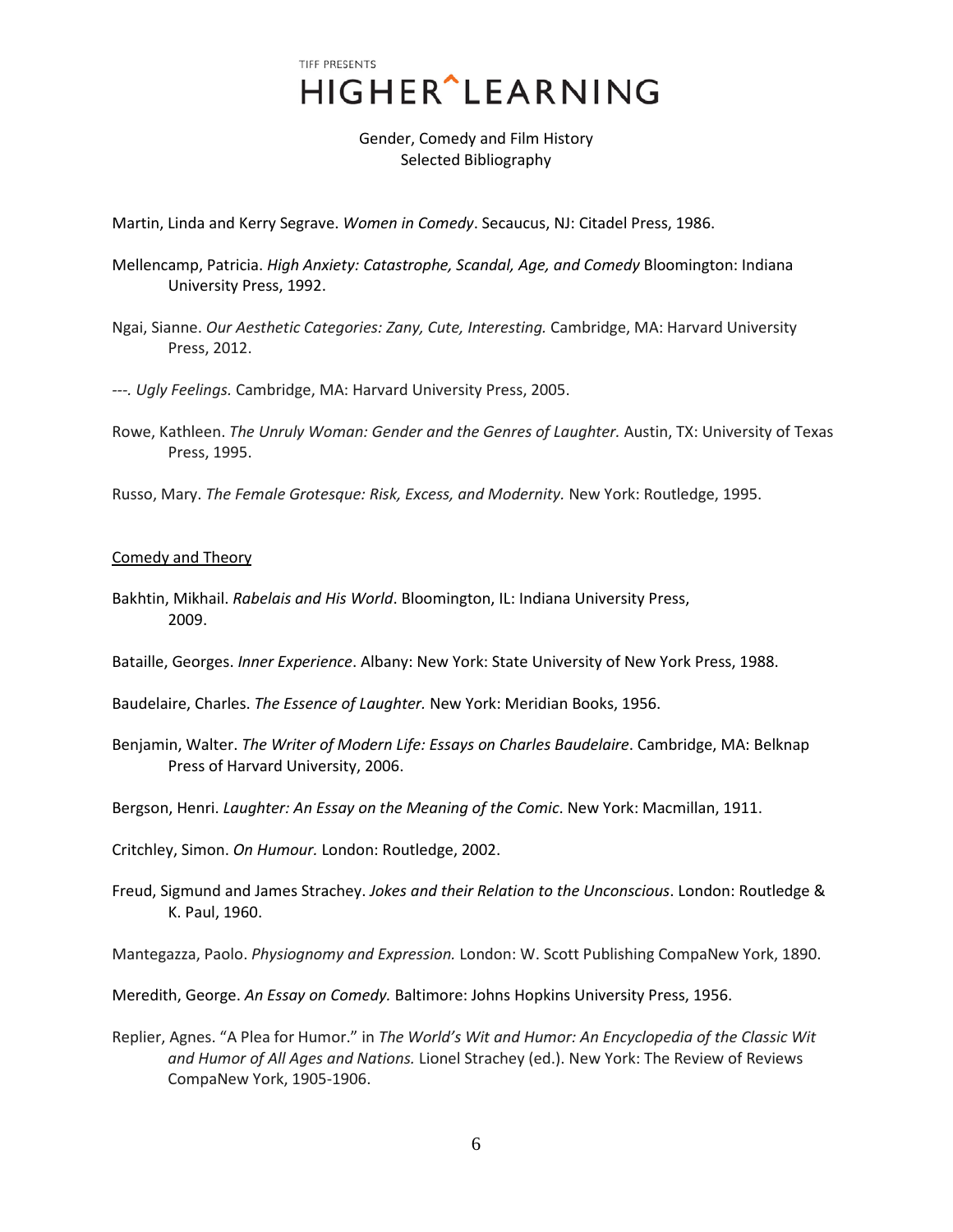Martin, Linda and Kerry Segrave. *Women in Comedy*. Secaucus, NJ: Citadel Press, 1986.

Mellencamp, Patricia. *High Anxiety: Catastrophe, Scandal, Age, and Comedy* Bloomington: Indiana University Press, 1992.

Ngai, Sianne. *Our Aesthetic Categories: Zany, Cute, Interesting.* Cambridge, MA: Harvard University Press, 2012.

---*. Ugly Feelings.* Cambridge, MA: Harvard University Press, 2005.

Rowe, Kathleen. *The Unruly Woman: Gender and the Genres of Laughter.* Austin, TX: University of Texas Press, 1995.

Russo, Mary. *The Female Grotesque: Risk, Excess, and Modernity.* New York: Routledge, 1995.

## Comedy and Theory

Bakhtin, Mikhail. *Rabelais and His World*. Bloomington, IL: Indiana University Press, 2009.

Bataille, Georges. *Inner Experience*. Albany: New York: State University of New York Press, 1988.

Baudelaire, Charles. *The Essence of Laughter.* New York: Meridian Books, 1956.

Benjamin, Walter. *The Writer of Modern Life: Essays on Charles Baudelaire*. Cambridge, MA: Belknap Press of Harvard University, 2006.

Bergson, Henri. *Laughter: An Essay on the Meaning of the Comic*. New York: Macmillan, 1911.

Critchley, Simon. *On Humour.* London: Routledge, 2002.

Freud, Sigmund and James Strachey. *Jokes and their Relation to the Unconscious*. London: Routledge & K. Paul, 1960.

Mantegazza, Paolo. *Physiognomy and Expression.* London: W. Scott Publishing CompaNew York, 1890.

Meredith, George. *An Essay on Comedy.* Baltimore: Johns Hopkins University Press, 1956.

Replier, Agnes. "A Plea for Humor." in *The World's Wit and Humor: An Encyclopedia of the Classic Wit and Humor of All Ages and Nations.* Lionel Strachey (ed.). New York: The Review of Reviews CompaNew York, 1905-1906.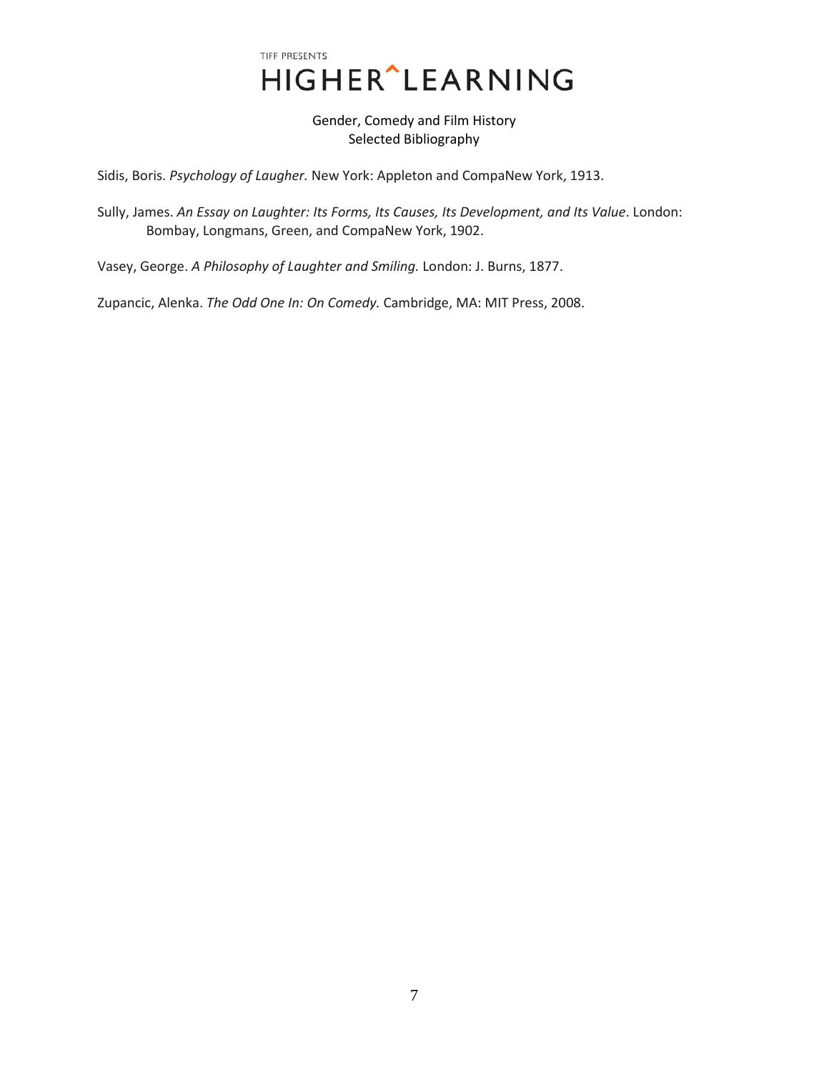TIFF PRESENTS

# HIGHER^LEARNING

Gender, Comedy and Film History
Selected Bibliography

Sidis, Boris. *Psychology of Laugher.* New York: Appleton and CompaNew York, 1913.

Sully, James. *An Essay on Laughter: Its Forms, Its Causes, Its Development, and Its Value*. London: Bombay, Longmans, Green, and CompaNew York, 1902.

Vasey, George. *A Philosophy of Laughter and Smiling.* London: J. Burns, 1877.

Zupancic, Alenka. *The Odd One In: On Comedy.* Cambridge, MA: MIT Press, 2008.